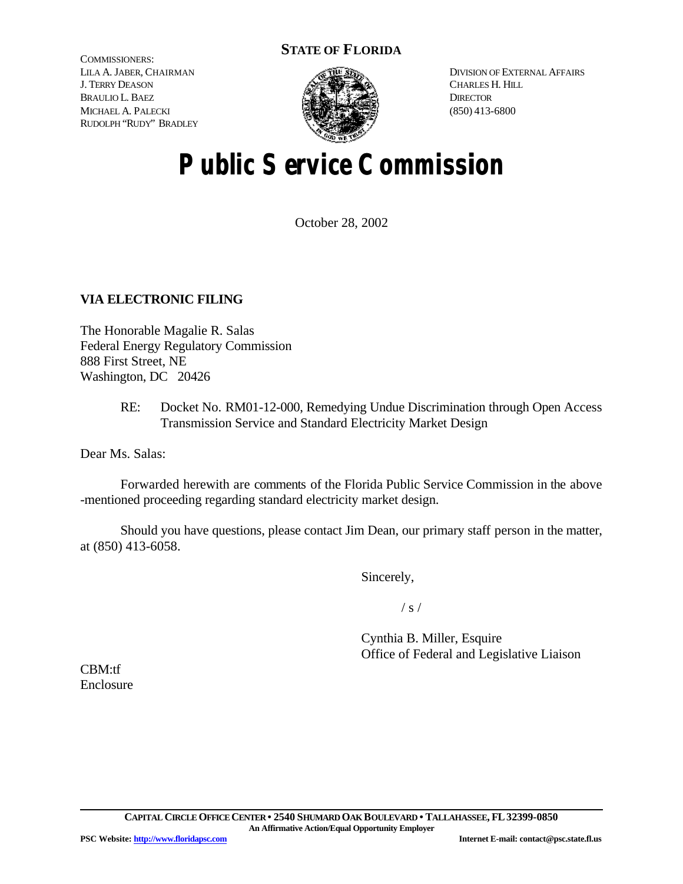**STATE OF FLORIDA**

COMMISSIONERS:
LILA A. JABER, CHAIRMAN
J. TERRY DEASON
BRAULIO L. BAEZ
MICHAEL A. PALECKI
RUDOLPH "RUDY" BRADLEY

DIVISION OF EXTERNAL AFFAIRS
CHARLES H. HILL
DIRECTOR
(850) 413-6800

# Public Service Commission

October 28, 2002

**VIA ELECTRONIC FILING**

The Honorable Magalie R. Salas
Federal Energy Regulatory Commission
888 First Street, NE
Washington, DC 20426

RE: Docket No. RM01-12-000, Remedying Undue Discrimination through Open Access Transmission Service and Standard Electricity Market Design

Dear Ms. Salas:

Forwarded herewith are comments of the Florida Public Service Commission in the above -mentioned proceeding regarding standard electricity market design.

Should you have questions, please contact Jim Dean, our primary staff person in the matter, at (850) 413-6058.

Sincerely,

/ s /

Cynthia B. Miller, Esquire
Office of Federal and Legislative Liaison

CBM:tf
Enclosure

CAPITAL CIRCLE OFFICE CENTER • 2540 SHUMARD OAK BOULEVARD • TALLAHASSEE, FL 32399-0850
An Affirmative Action/Equal Opportunity Employer

PSC Website: http://www.floridapsc.com Internet E-mail: contact@psc.state.fl.us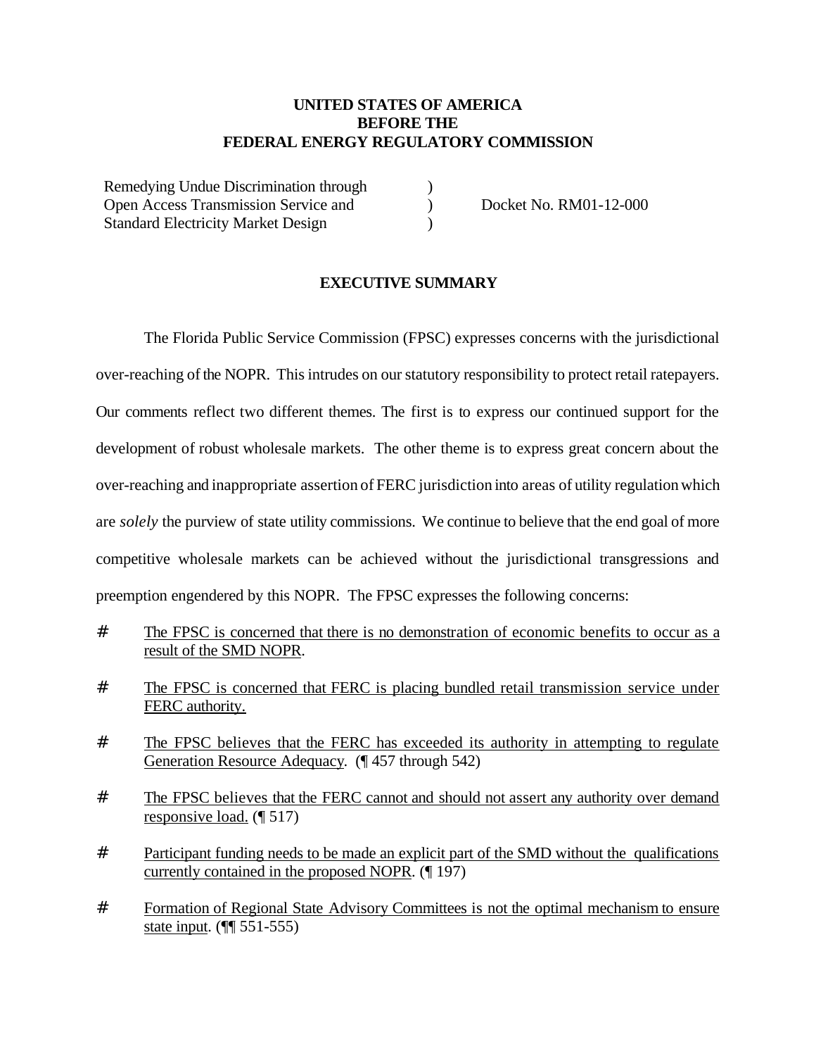**UNITED STATES OF AMERICA**
**BEFORE THE**
**FEDERAL ENERGY REGULATORY COMMISSION**

| | | |
|---|---|---|
| Remedying Undue Discrimination through | ) | |
| Open Access Transmission Service and | ) | Docket No. RM01-12-000 |
| Standard Electricity Market Design | ) | |

## EXECUTIVE SUMMARY

The Florida Public Service Commission (FPSC) expresses concerns with the jurisdictional over-reaching of the NOPR. This intrudes on our statutory responsibility to protect retail ratepayers. Our comments reflect two different themes. The first is to express our continued support for the development of robust wholesale markets. The other theme is to express great concern about the over-reaching and inappropriate assertion of FERC jurisdiction into areas of utility regulation which are *solely* the purview of state utility commissions. We continue to believe that the end goal of more competitive wholesale markets can be achieved without the jurisdictional transgressions and preemption engendered by this NOPR. The FPSC expresses the following concerns:

- The FPSC is concerned that there is no demonstration of economic benefits to occur as a result of the SMD NOPR.
- The FPSC is concerned that FERC is placing bundled retail transmission service under FERC authority.
- The FPSC believes that the FERC has exceeded its authority in attempting to regulate Generation Resource Adequacy. (¶ 457 through 542)
- The FPSC believes that the FERC cannot and should not assert any authority over demand responsive load. (¶ 517)
- Participant funding needs to be made an explicit part of the SMD without the qualifications currently contained in the proposed NOPR. (¶ 197)
- Formation of Regional State Advisory Committees is not the optimal mechanism to ensure state input. (¶¶ 551-555)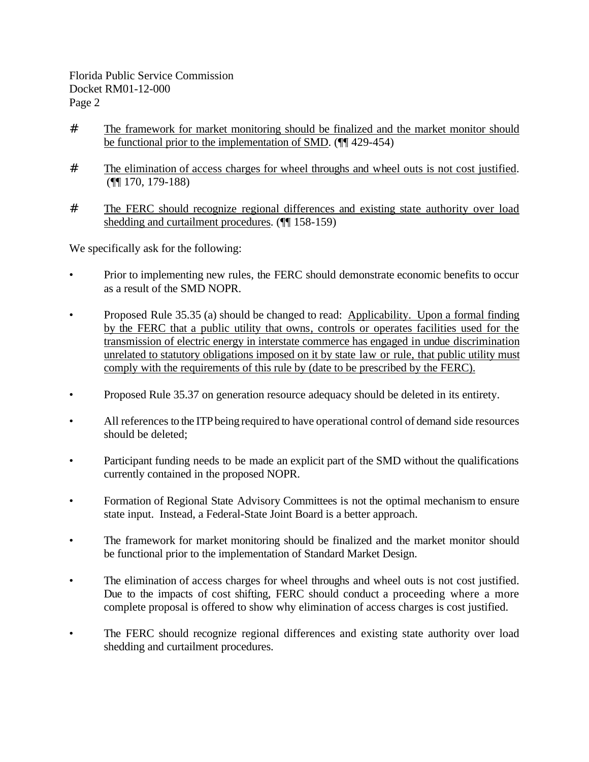- <u>The framework for market monitoring should be finalized and the market monitor should be functional prior to the implementation of SMD</u>. (¶¶ 429-454)

- <u>The elimination of access charges for wheel throughs and wheel outs is not cost justified</u>. (¶¶ 170, 179-188)

- <u>The FERC should recognize regional differences and existing state authority over load shedding and curtailment procedures</u>. (¶¶ 158-159)

We specifically ask for the following:

- Prior to implementing new rules, the FERC should demonstrate economic benefits to occur as a result of the SMD NOPR.

- Proposed Rule 35.35 (a) should be changed to read: <u>Applicability. Upon a formal finding by the FERC that a public utility that owns, controls or operates facilities used for the transmission of electric energy in interstate commerce has engaged in undue discrimination unrelated to statutory obligations imposed on it by state law or rule, that public utility must comply with the requirements of this rule by (date to be prescribed by the FERC).</u>

- Proposed Rule 35.37 on generation resource adequacy should be deleted in its entirety.

- All references to the ITP being required to have operational control of demand side resources should be deleted;

- Participant funding needs to be made an explicit part of the SMD without the qualifications currently contained in the proposed NOPR.

- Formation of Regional State Advisory Committees is not the optimal mechanism to ensure state input. Instead, a Federal-State Joint Board is a better approach.

- The framework for market monitoring should be finalized and the market monitor should be functional prior to the implementation of Standard Market Design.

- The elimination of access charges for wheel throughs and wheel outs is not cost justified. Due to the impacts of cost shifting, FERC should conduct a proceeding where a more complete proposal is offered to show why elimination of access charges is cost justified.

- The FERC should recognize regional differences and existing state authority over load shedding and curtailment procedures.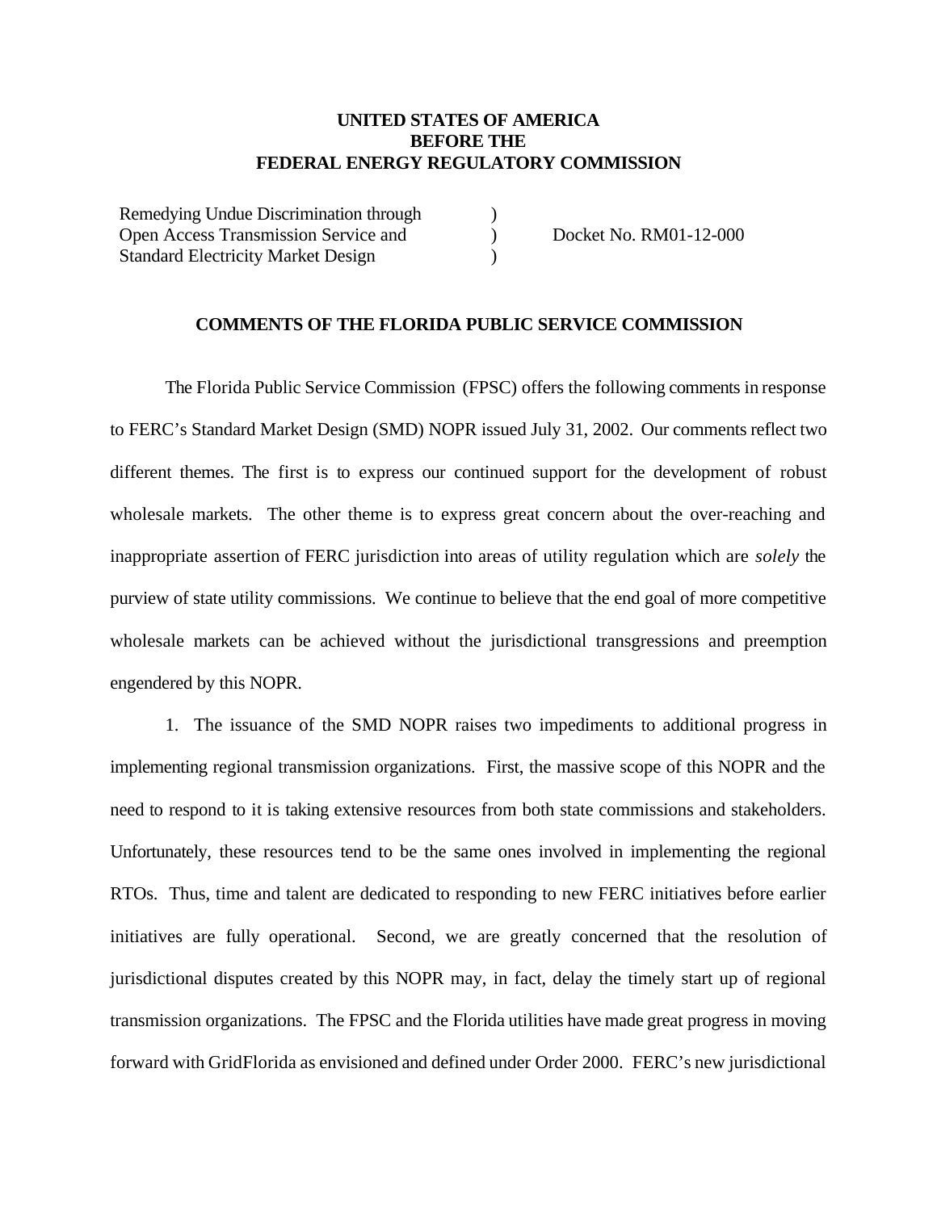**UNITED STATES OF AMERICA**
**BEFORE THE**
**FEDERAL ENERGY REGULATORY COMMISSION**

| | | |
|---|---|---|
| Remedying Undue Discrimination through Open Access Transmission Service and Standard Electricity Market Design | ) ) ) | Docket No. RM01-12-000 |

**COMMENTS OF THE FLORIDA PUBLIC SERVICE COMMISSION**

The Florida Public Service Commission (FPSC) offers the following comments in response to FERC's Standard Market Design (SMD) NOPR issued July 31, 2002. Our comments reflect two different themes. The first is to express our continued support for the development of robust wholesale markets. The other theme is to express great concern about the over-reaching and inappropriate assertion of FERC jurisdiction into areas of utility regulation which are *solely* the purview of state utility commissions. We continue to believe that the end goal of more competitive wholesale markets can be achieved without the jurisdictional transgressions and preemption engendered by this NOPR.

1. The issuance of the SMD NOPR raises two impediments to additional progress in implementing regional transmission organizations. First, the massive scope of this NOPR and the need to respond to it is taking extensive resources from both state commissions and stakeholders. Unfortunately, these resources tend to be the same ones involved in implementing the regional RTOs. Thus, time and talent are dedicated to responding to new FERC initiatives before earlier initiatives are fully operational. Second, we are greatly concerned that the resolution of jurisdictional disputes created by this NOPR may, in fact, delay the timely start up of regional transmission organizations. The FPSC and the Florida utilities have made great progress in moving forward with GridFlorida as envisioned and defined under Order 2000. FERC's new jurisdictional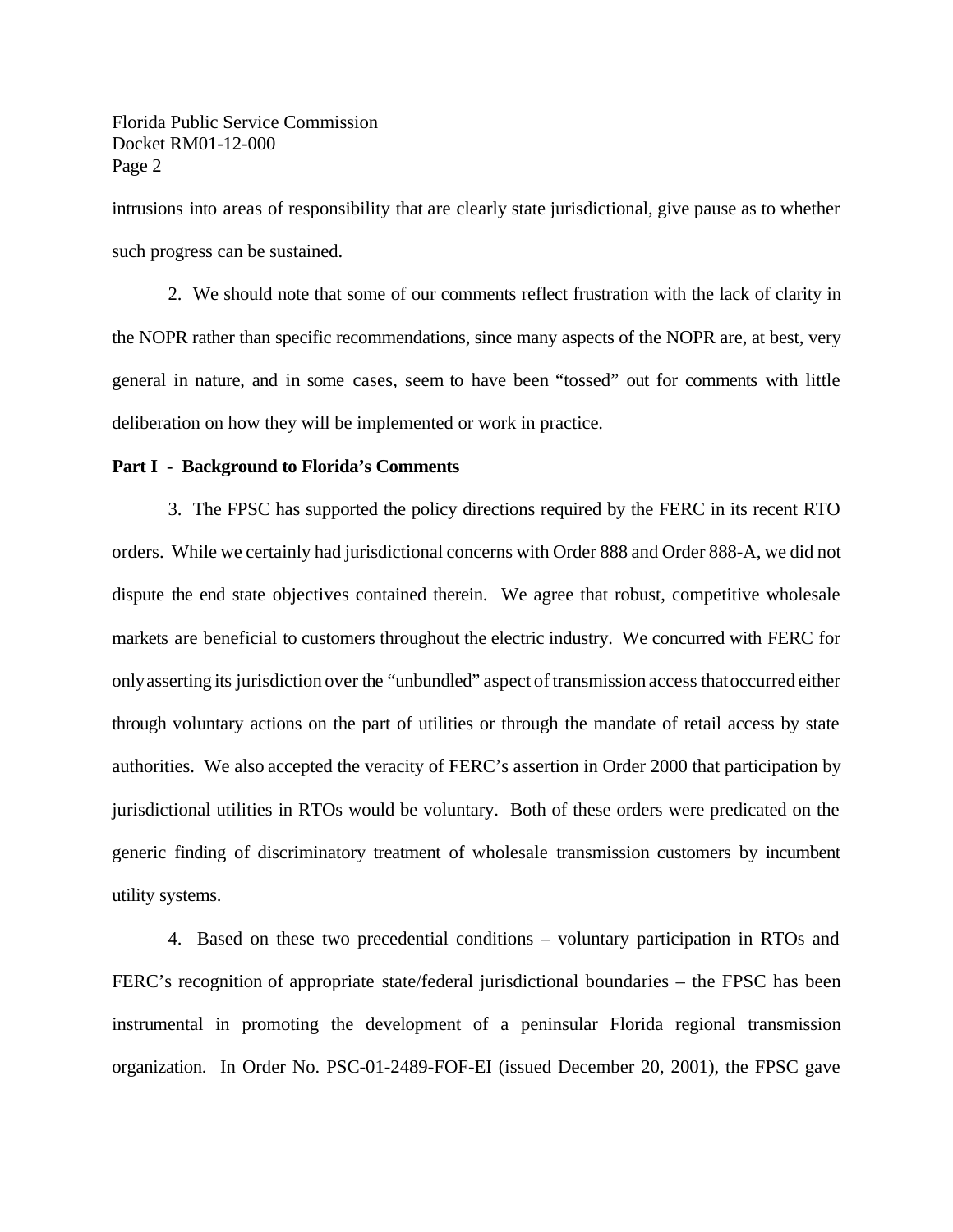intrusions into areas of responsibility that are clearly state jurisdictional, give pause as to whether such progress can be sustained.

2. We should note that some of our comments reflect frustration with the lack of clarity in the NOPR rather than specific recommendations, since many aspects of the NOPR are, at best, very general in nature, and in some cases, seem to have been "tossed" out for comments with little deliberation on how they will be implemented or work in practice.

**Part I - Background to Florida's Comments**

3. The FPSC has supported the policy directions required by the FERC in its recent RTO orders. While we certainly had jurisdictional concerns with Order 888 and Order 888-A, we did not dispute the end state objectives contained therein. We agree that robust, competitive wholesale markets are beneficial to customers throughout the electric industry. We concurred with FERC for only asserting its jurisdiction over the "unbundled" aspect of transmission access that occurred either through voluntary actions on the part of utilities or through the mandate of retail access by state authorities. We also accepted the veracity of FERC's assertion in Order 2000 that participation by jurisdictional utilities in RTOs would be voluntary. Both of these orders were predicated on the generic finding of discriminatory treatment of wholesale transmission customers by incumbent utility systems.

4. Based on these two precedential conditions – voluntary participation in RTOs and FERC's recognition of appropriate state/federal jurisdictional boundaries – the FPSC has been instrumental in promoting the development of a peninsular Florida regional transmission organization. In Order No. PSC-01-2489-FOF-EI (issued December 20, 2001), the FPSC gave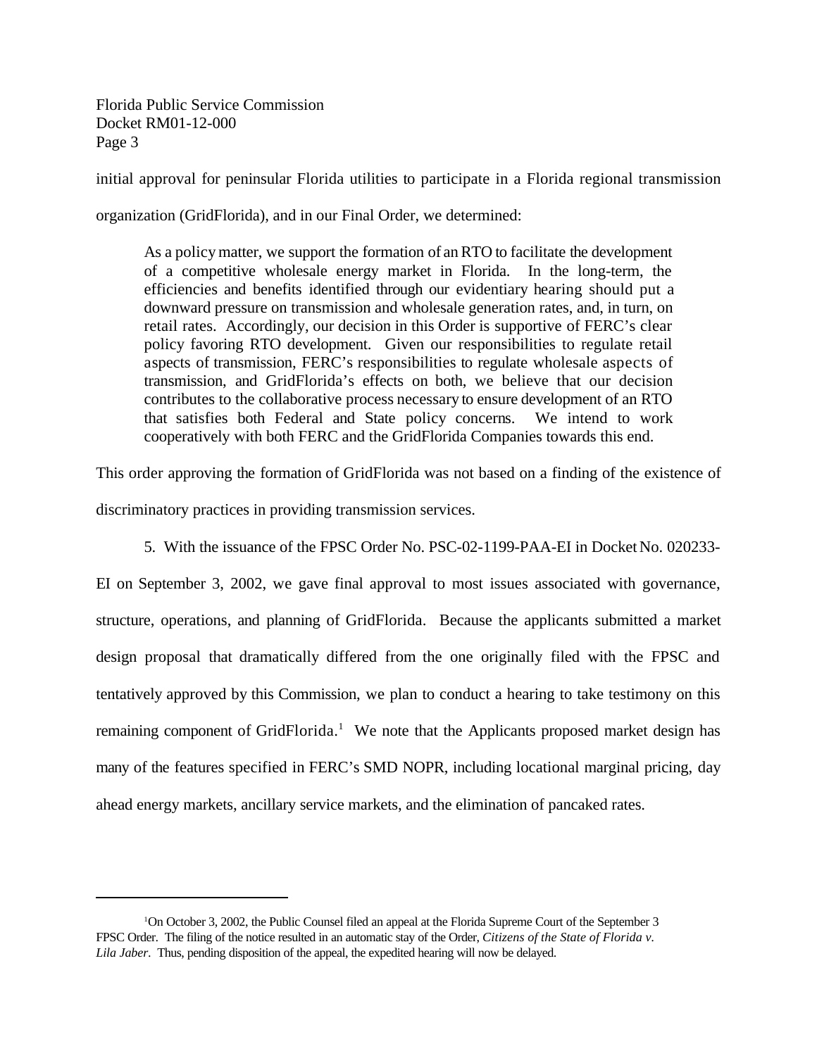initial approval for peninsular Florida utilities to participate in a Florida regional transmission organization (GridFlorida), and in our Final Order, we determined:

> As a policy matter, we support the formation of an RTO to facilitate the development of a competitive wholesale energy market in Florida. In the long-term, the efficiencies and benefits identified through our evidentiary hearing should put a downward pressure on transmission and wholesale generation rates, and, in turn, on retail rates. Accordingly, our decision in this Order is supportive of FERC's clear policy favoring RTO development. Given our responsibilities to regulate retail aspects of transmission, FERC's responsibilities to regulate wholesale aspects of transmission, and GridFlorida's effects on both, we believe that our decision contributes to the collaborative process necessary to ensure development of an RTO that satisfies both Federal and State policy concerns. We intend to work cooperatively with both FERC and the GridFlorida Companies towards this end.

This order approving the formation of GridFlorida was not based on a finding of the existence of discriminatory practices in providing transmission services.

5. With the issuance of the FPSC Order No. PSC-02-1199-PAA-EI in Docket No. 020233-EI on September 3, 2002, we gave final approval to most issues associated with governance, structure, operations, and planning of GridFlorida. Because the applicants submitted a market design proposal that dramatically differed from the one originally filed with the FPSC and tentatively approved by this Commission, we plan to conduct a hearing to take testimony on this remaining component of GridFlorida.[1] We note that the Applicants proposed market design has many of the features specified in FERC's SMD NOPR, including locational marginal pricing, day ahead energy markets, ancillary service markets, and the elimination of pancaked rates.

---

[1] On October 3, 2002, the Public Counsel filed an appeal at the Florida Supreme Court of the September 3 FPSC Order. The filing of the notice resulted in an automatic stay of the Order, *Citizens of the State of Florida v. Lila Jaber*. Thus, pending disposition of the appeal, the expedited hearing will now be delayed.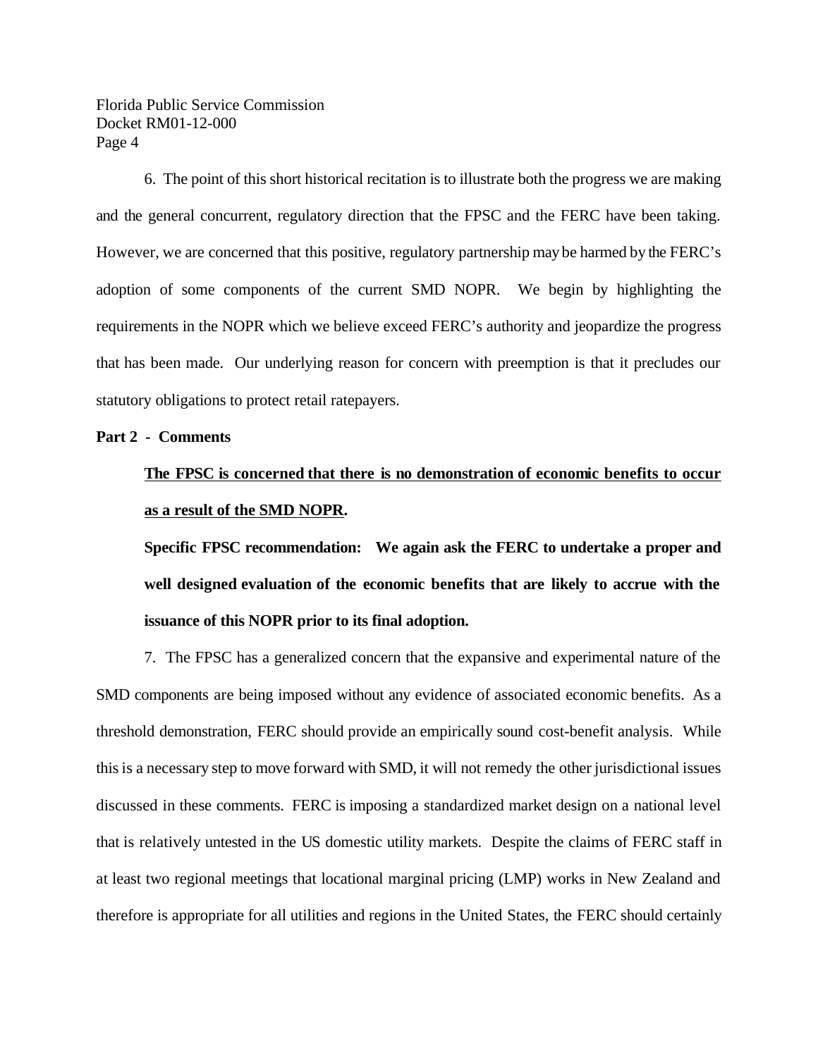6. The point of this short historical recitation is to illustrate both the progress we are making and the general concurrent, regulatory direction that the FPSC and the FERC have been taking. However, we are concerned that this positive, regulatory partnership may be harmed by the FERC's adoption of some components of the current SMD NOPR. We begin by highlighting the requirements in the NOPR which we believe exceed FERC's authority and jeopardize the progress that has been made. Our underlying reason for concern with preemption is that it precludes our statutory obligations to protect retail ratepayers.

**Part 2 - Comments**

**The FPSC is concerned that there is no demonstration of economic benefits to occur as a result of the SMD NOPR.**

**Specific FPSC recommendation: We again ask the FERC to undertake a proper and well designed evaluation of the economic benefits that are likely to accrue with the issuance of this NOPR prior to its final adoption.**

7. The FPSC has a generalized concern that the expansive and experimental nature of the SMD components are being imposed without any evidence of associated economic benefits. As a threshold demonstration, FERC should provide an empirically sound cost-benefit analysis. While this is a necessary step to move forward with SMD, it will not remedy the other jurisdictional issues discussed in these comments. FERC is imposing a standardized market design on a national level that is relatively untested in the US domestic utility markets. Despite the claims of FERC staff in at least two regional meetings that locational marginal pricing (LMP) works in New Zealand and therefore is appropriate for all utilities and regions in the United States, the FERC should certainly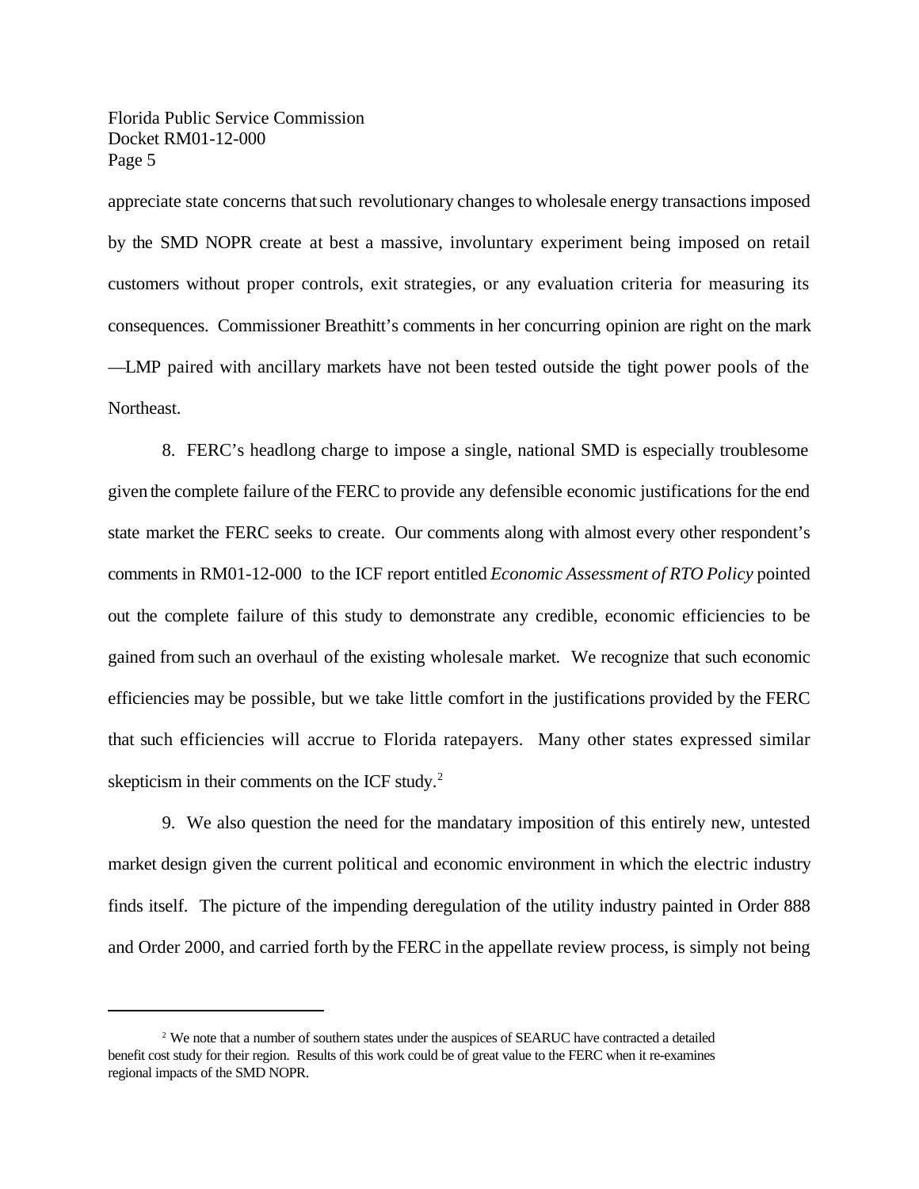appreciate state concerns that such revolutionary changes to wholesale energy transactions imposed by the SMD NOPR create at best a massive, involuntary experiment being imposed on retail customers without proper controls, exit strategies, or any evaluation criteria for measuring its consequences. Commissioner Breathitt's comments in her concurring opinion are right on the mark —LMP paired with ancillary markets have not been tested outside the tight power pools of the Northeast.

8. FERC's headlong charge to impose a single, national SMD is especially troublesome given the complete failure of the FERC to provide any defensible economic justifications for the end state market the FERC seeks to create. Our comments along with almost every other respondent's comments in RM01-12-000 to the ICF report entitled *Economic Assessment of RTO Policy* pointed out the complete failure of this study to demonstrate any credible, economic efficiencies to be gained from such an overhaul of the existing wholesale market. We recognize that such economic efficiencies may be possible, but we take little comfort in the justifications provided by the FERC that such efficiencies will accrue to Florida ratepayers. Many other states expressed similar skepticism in their comments on the ICF study.[2]

9. We also question the need for the mandatary imposition of this entirely new, untested market design given the current political and economic environment in which the electric industry finds itself. The picture of the impending deregulation of the utility industry painted in Order 888 and Order 2000, and carried forth by the FERC in the appellate review process, is simply not being

[2] We note that a number of southern states under the auspices of SEARUC have contracted a detailed benefit cost study for their region. Results of this work could be of great value to the FERC when it re-examines regional impacts of the SMD NOPR.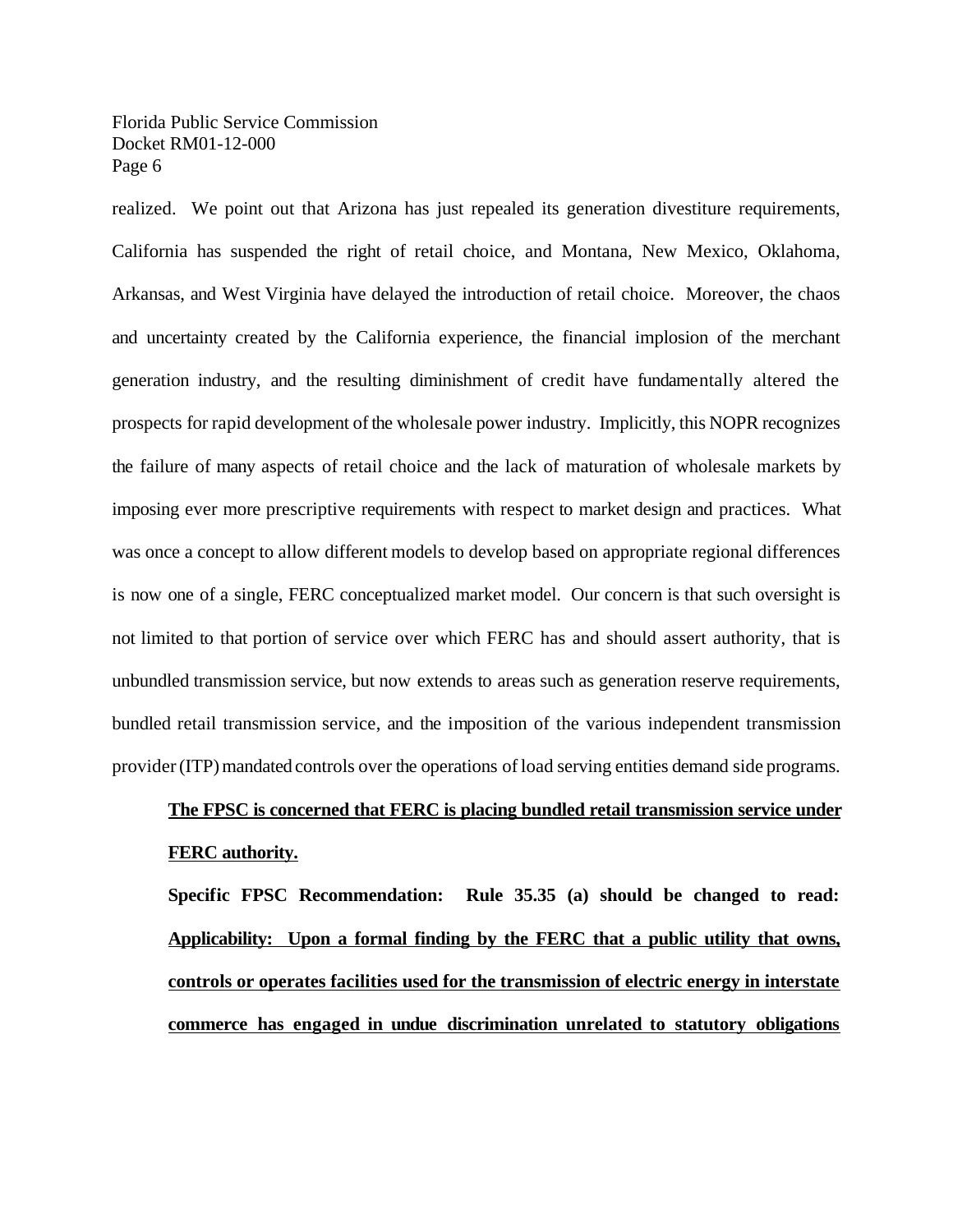realized. We point out that Arizona has just repealed its generation divestiture requirements, California has suspended the right of retail choice, and Montana, New Mexico, Oklahoma, Arkansas, and West Virginia have delayed the introduction of retail choice. Moreover, the chaos and uncertainty created by the California experience, the financial implosion of the merchant generation industry, and the resulting diminishment of credit have fundamentally altered the prospects for rapid development of the wholesale power industry. Implicitly, this NOPR recognizes the failure of many aspects of retail choice and the lack of maturation of wholesale markets by imposing ever more prescriptive requirements with respect to market design and practices. What was once a concept to allow different models to develop based on appropriate regional differences is now one of a single, FERC conceptualized market model. Our concern is that such oversight is not limited to that portion of service over which FERC has and should assert authority, that is unbundled transmission service, but now extends to areas such as generation reserve requirements, bundled retail transmission service, and the imposition of the various independent transmission provider (ITP) mandated controls over the operations of load serving entities demand side programs.

<u>**The FPSC is concerned that FERC is placing bundled retail transmission service under FERC authority.**</u>

**Specific FPSC Recommendation: Rule 35.35 (a) should be changed to read:** <u>**Applicability: Upon a formal finding by the FERC that a public utility that owns, controls or operates facilities used for the transmission of electric energy in interstate commerce has engaged in undue discrimination unrelated to statutory obligations**</u>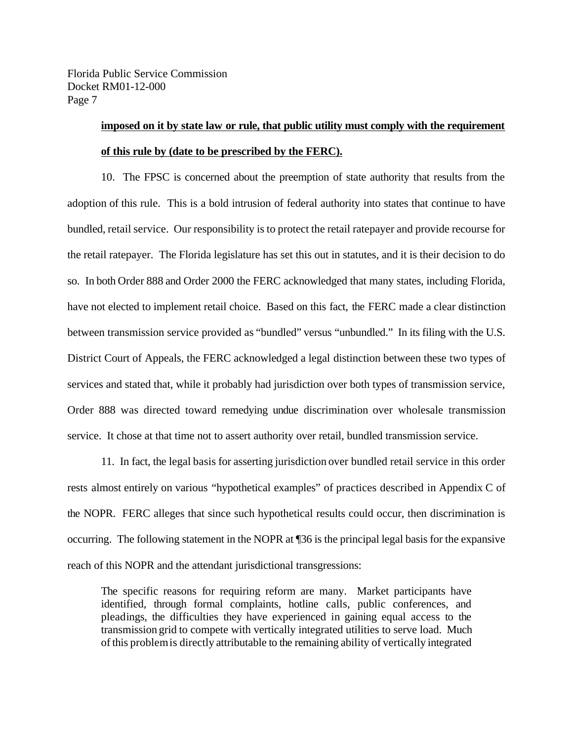**imposed on it by state law or rule, that public utility must comply with the requirement of this rule by (date to be prescribed by the FERC).**

10. The FPSC is concerned about the preemption of state authority that results from the adoption of this rule. This is a bold intrusion of federal authority into states that continue to have bundled, retail service. Our responsibility is to protect the retail ratepayer and provide recourse for the retail ratepayer. The Florida legislature has set this out in statutes, and it is their decision to do so. In both Order 888 and Order 2000 the FERC acknowledged that many states, including Florida, have not elected to implement retail choice. Based on this fact, the FERC made a clear distinction between transmission service provided as "bundled" versus "unbundled." In its filing with the U.S. District Court of Appeals, the FERC acknowledged a legal distinction between these two types of services and stated that, while it probably had jurisdiction over both types of transmission service, Order 888 was directed toward remedying undue discrimination over wholesale transmission service. It chose at that time not to assert authority over retail, bundled transmission service.

11. In fact, the legal basis for asserting jurisdiction over bundled retail service in this order rests almost entirely on various "hypothetical examples" of practices described in Appendix C of the NOPR. FERC alleges that since such hypothetical results could occur, then discrimination is occurring. The following statement in the NOPR at ¶36 is the principal legal basis for the expansive reach of this NOPR and the attendant jurisdictional transgressions:

> The specific reasons for requiring reform are many. Market participants have identified, through formal complaints, hotline calls, public conferences, and pleadings, the difficulties they have experienced in gaining equal access to the transmission grid to compete with vertically integrated utilities to serve load. Much of this problem is directly attributable to the remaining ability of vertically integrated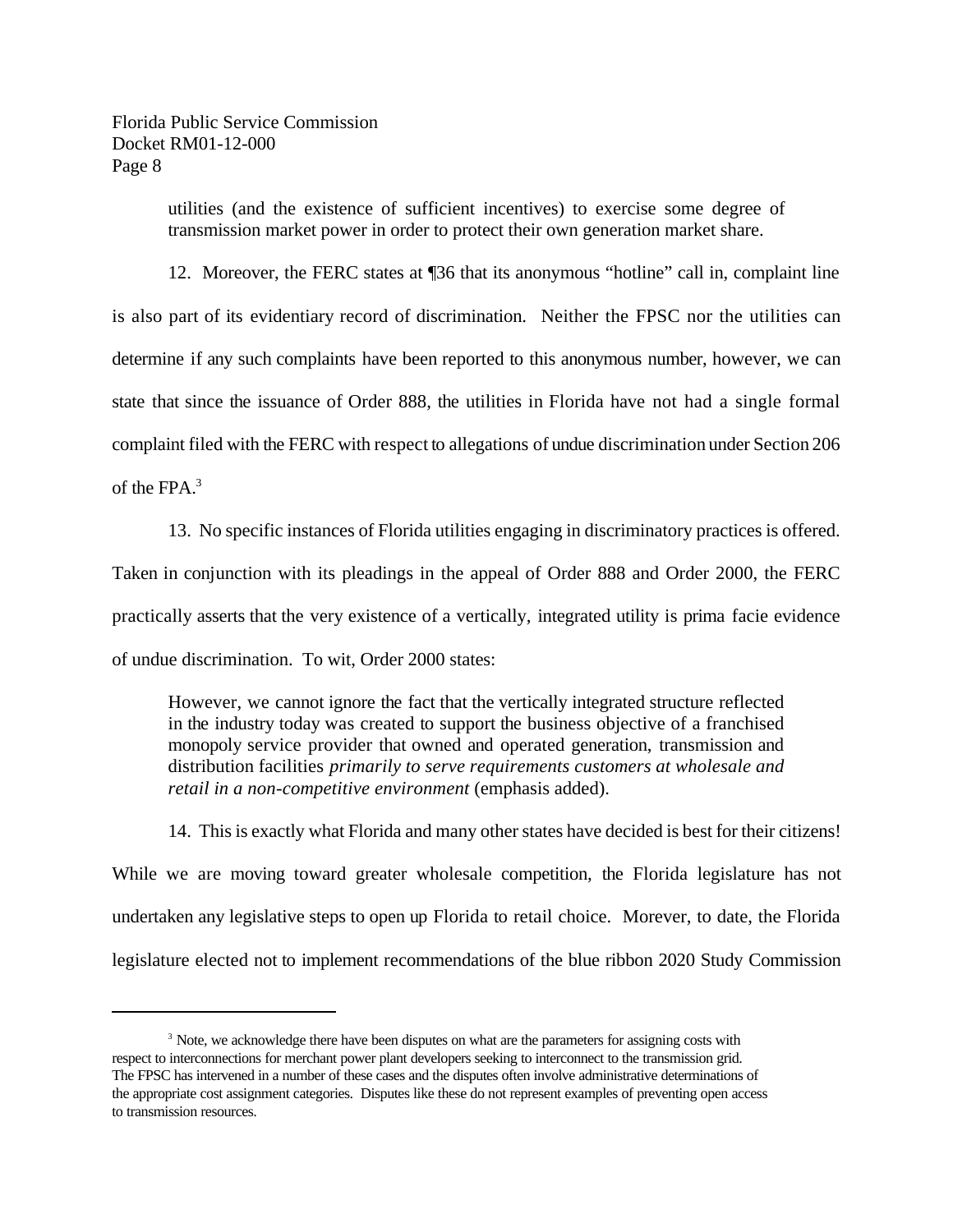utilities (and the existence of sufficient incentives) to exercise some degree of transmission market power in order to protect their own generation market share.

12. Moreover, the FERC states at ¶36 that its anonymous "hotline" call in, complaint line is also part of its evidentiary record of discrimination. Neither the FPSC nor the utilities can determine if any such complaints have been reported to this anonymous number, however, we can state that since the issuance of Order 888, the utilities in Florida have not had a single formal complaint filed with the FERC with respect to allegations of undue discrimination under Section 206 of the FPA.[3]

13. No specific instances of Florida utilities engaging in discriminatory practices is offered. Taken in conjunction with its pleadings in the appeal of Order 888 and Order 2000, the FERC practically asserts that the very existence of a vertically, integrated utility is prima facie evidence of undue discrimination. To wit, Order 2000 states:

> However, we cannot ignore the fact that the vertically integrated structure reflected in the industry today was created to support the business objective of a franchised monopoly service provider that owned and operated generation, transmission and distribution facilities *primarily to serve requirements customers at wholesale and retail in a non-competitive environment* (emphasis added).

14. This is exactly what Florida and many other states have decided is best for their citizens! While we are moving toward greater wholesale competition, the Florida legislature has not undertaken any legislative steps to open up Florida to retail choice. Morever, to date, the Florida legislature elected not to implement recommendations of the blue ribbon 2020 Study Commission

---

[3] Note, we acknowledge there have been disputes on what are the parameters for assigning costs with respect to interconnections for merchant power plant developers seeking to interconnect to the transmission grid. The FPSC has intervened in a number of these cases and the disputes often involve administrative determinations of the appropriate cost assignment categories. Disputes like these do not represent examples of preventing open access to transmission resources.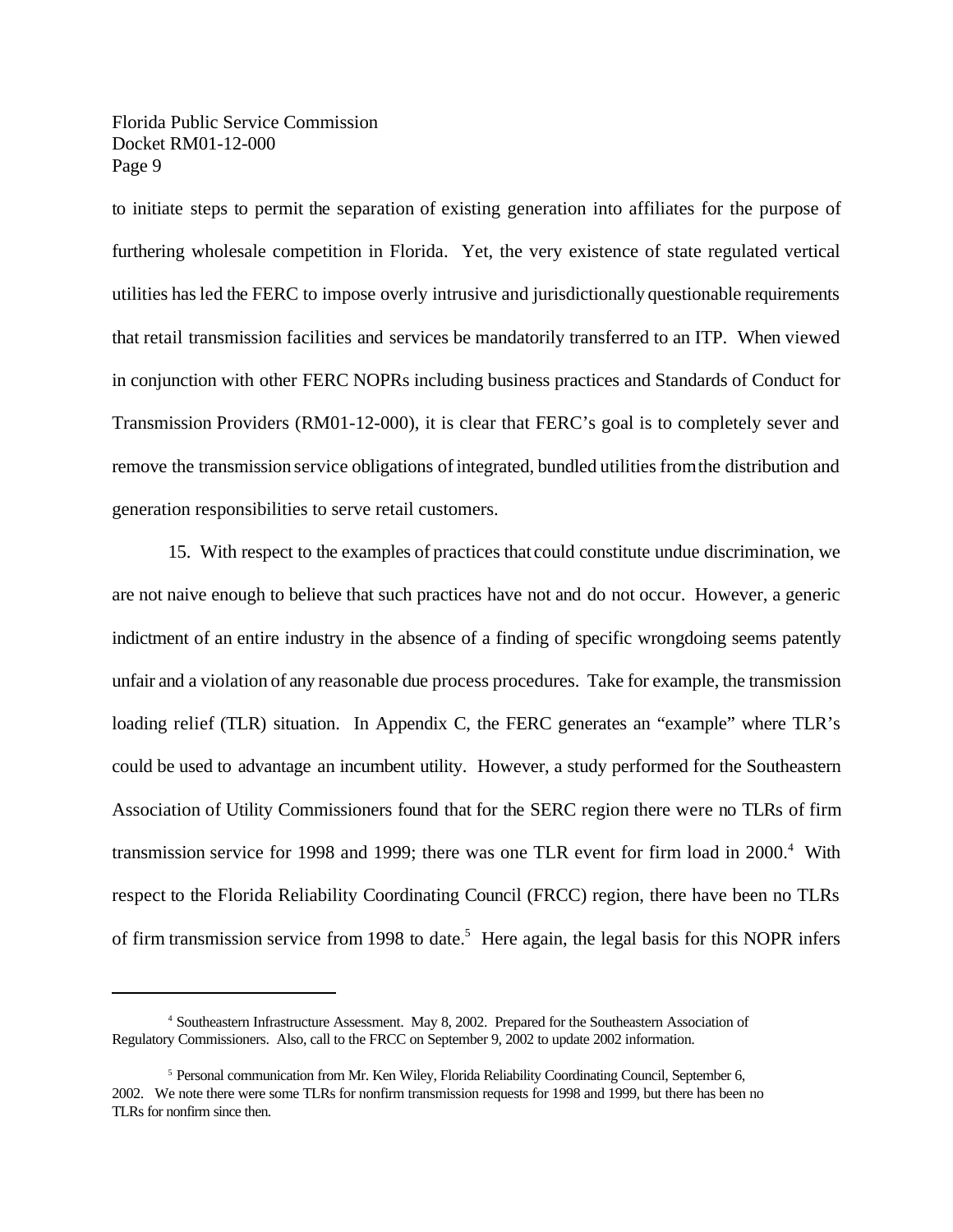to initiate steps to permit the separation of existing generation into affiliates for the purpose of furthering wholesale competition in Florida. Yet, the very existence of state regulated vertical utilities has led the FERC to impose overly intrusive and jurisdictionally questionable requirements that retail transmission facilities and services be mandatorily transferred to an ITP. When viewed in conjunction with other FERC NOPRs including business practices and Standards of Conduct for Transmission Providers (RM01-12-000), it is clear that FERC's goal is to completely sever and remove the transmission service obligations of integrated, bundled utilities from the distribution and generation responsibilities to serve retail customers.

15. With respect to the examples of practices that could constitute undue discrimination, we are not naive enough to believe that such practices have not and do not occur. However, a generic indictment of an entire industry in the absence of a finding of specific wrongdoing seems patently unfair and a violation of any reasonable due process procedures. Take for example, the transmission loading relief (TLR) situation. In Appendix C, the FERC generates an "example" where TLR's could be used to advantage an incumbent utility. However, a study performed for the Southeastern Association of Utility Commissioners found that for the SERC region there were no TLRs of firm transmission service for 1998 and 1999; there was one TLR event for firm load in 2000.[4] With respect to the Florida Reliability Coordinating Council (FRCC) region, there have been no TLRs of firm transmission service from 1998 to date.[5] Here again, the legal basis for this NOPR infers

---

[4] Southeastern Infrastructure Assessment. May 8, 2002. Prepared for the Southeastern Association of Regulatory Commissioners. Also, call to the FRCC on September 9, 2002 to update 2002 information.

[5] Personal communication from Mr. Ken Wiley, Florida Reliability Coordinating Council, September 6, 2002. We note there were some TLRs for nonfirm transmission requests for 1998 and 1999, but there has been no TLRs for nonfirm since then.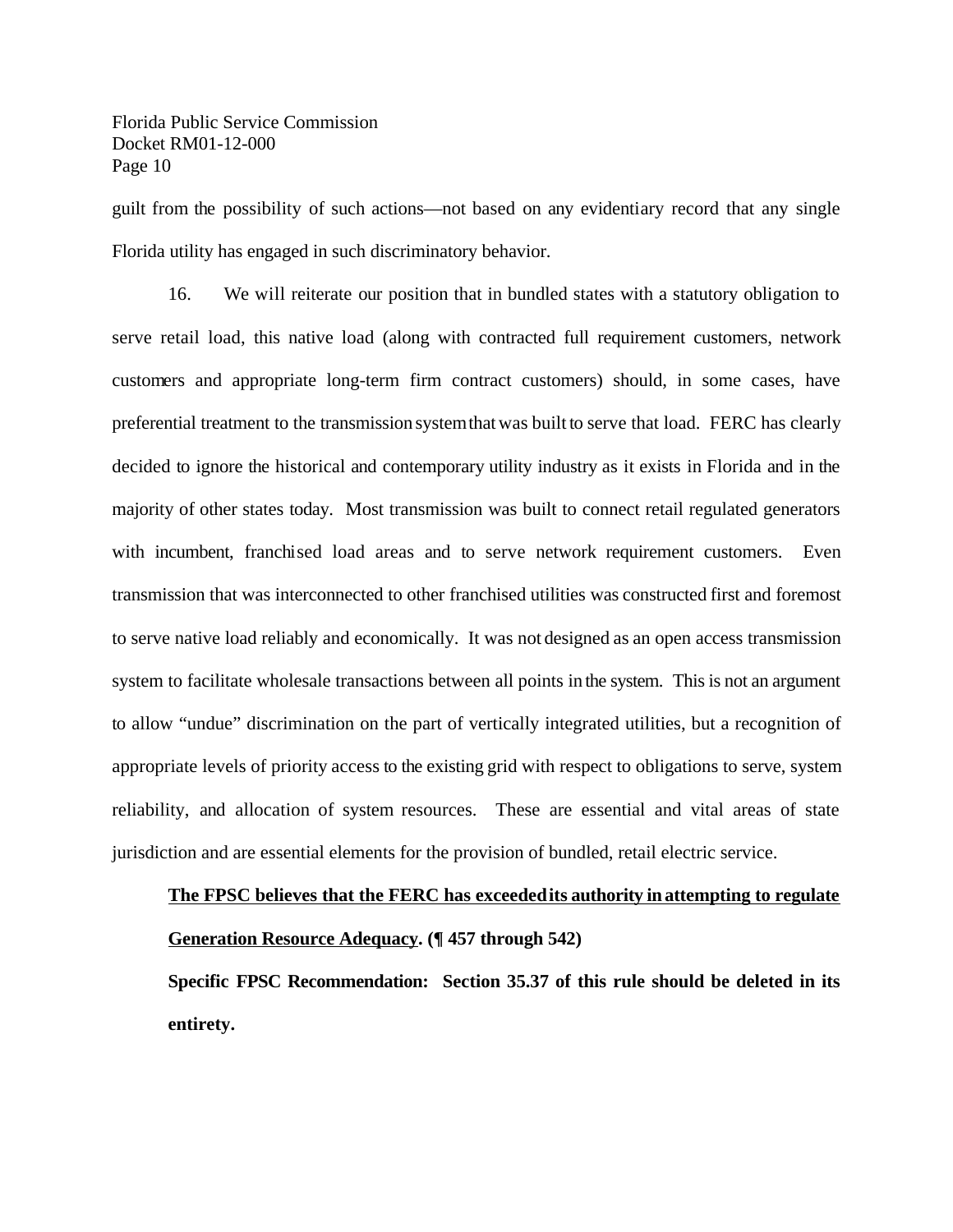guilt from the possibility of such actions—not based on any evidentiary record that any single Florida utility has engaged in such discriminatory behavior.

16. We will reiterate our position that in bundled states with a statutory obligation to serve retail load, this native load (along with contracted full requirement customers, network customers and appropriate long-term firm contract customers) should, in some cases, have preferential treatment to the transmission system that was built to serve that load. FERC has clearly decided to ignore the historical and contemporary utility industry as it exists in Florida and in the majority of other states today. Most transmission was built to connect retail regulated generators with incumbent, franchised load areas and to serve network requirement customers. Even transmission that was interconnected to other franchised utilities was constructed first and foremost to serve native load reliably and economically. It was not designed as an open access transmission system to facilitate wholesale transactions between all points in the system. This is not an argument to allow "undue" discrimination on the part of vertically integrated utilities, but a recognition of appropriate levels of priority access to the existing grid with respect to obligations to serve, system reliability, and allocation of system resources. These are essential and vital areas of state jurisdiction and are essential elements for the provision of bundled, retail electric service.

**<u>The FPSC believes that the FERC has exceeded its authority in attempting to regulate Generation Resource Adequacy</u>. (¶ 457 through 542)**

**Specific FPSC Recommendation: Section 35.37 of this rule should be deleted in its entirety.**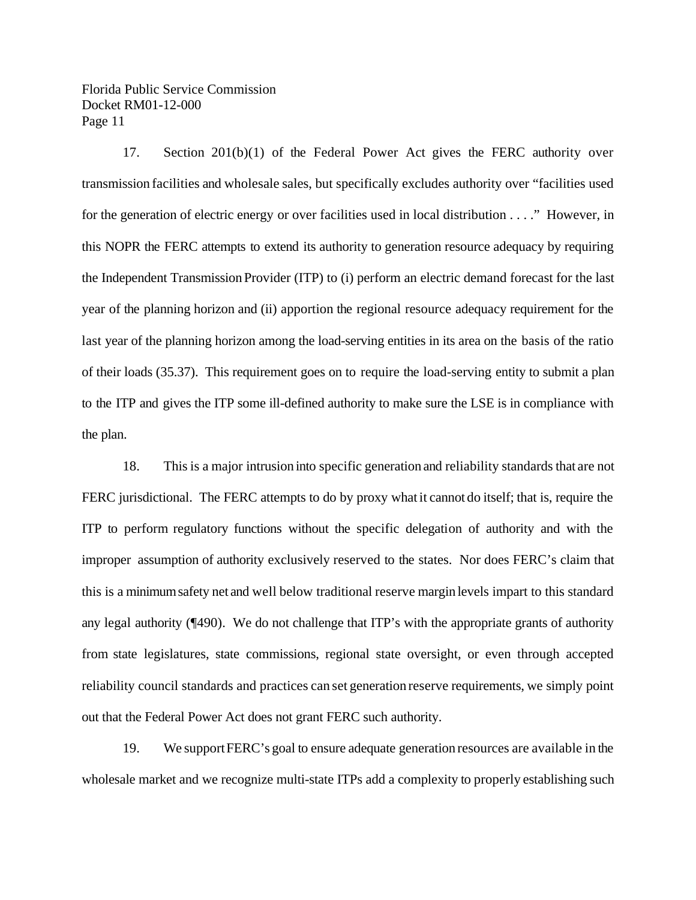17. Section 201(b)(1) of the Federal Power Act gives the FERC authority over transmission facilities and wholesale sales, but specifically excludes authority over "facilities used for the generation of electric energy or over facilities used in local distribution . . . ." However, in this NOPR the FERC attempts to extend its authority to generation resource adequacy by requiring the Independent Transmission Provider (ITP) to (i) perform an electric demand forecast for the last year of the planning horizon and (ii) apportion the regional resource adequacy requirement for the last year of the planning horizon among the load-serving entities in its area on the basis of the ratio of their loads (35.37). This requirement goes on to require the load-serving entity to submit a plan to the ITP and gives the ITP some ill-defined authority to make sure the LSE is in compliance with the plan.

18. This is a major intrusion into specific generation and reliability standards that are not FERC jurisdictional. The FERC attempts to do by proxy what it cannot do itself; that is, require the ITP to perform regulatory functions without the specific delegation of authority and with the improper assumption of authority exclusively reserved to the states. Nor does FERC's claim that this is a minimum safety net and well below traditional reserve margin levels impart to this standard any legal authority (¶490). We do not challenge that ITP's with the appropriate grants of authority from state legislatures, state commissions, regional state oversight, or even through accepted reliability council standards and practices can set generation reserve requirements, we simply point out that the Federal Power Act does not grant FERC such authority.

19. We support FERC's goal to ensure adequate generation resources are available in the wholesale market and we recognize multi-state ITPs add a complexity to properly establishing such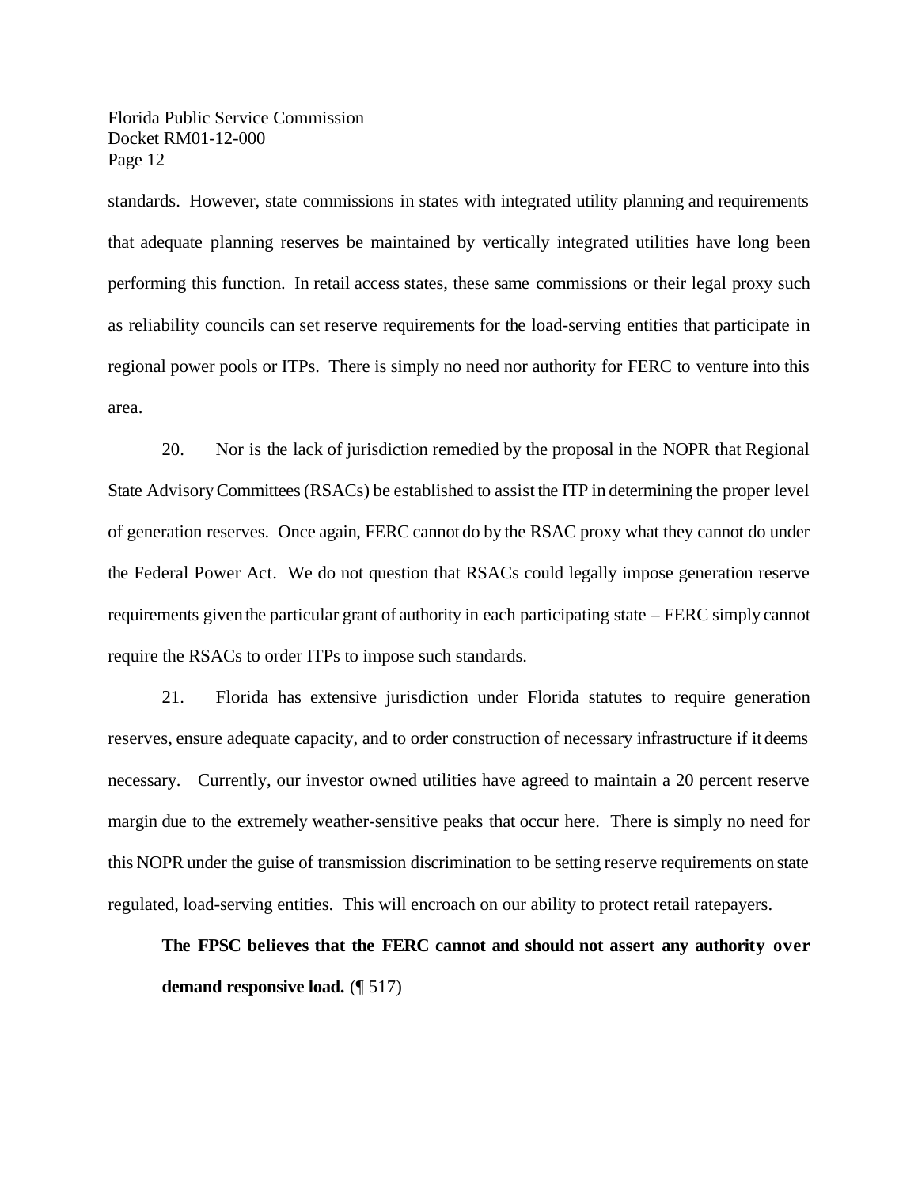standards. However, state commissions in states with integrated utility planning and requirements that adequate planning reserves be maintained by vertically integrated utilities have long been performing this function. In retail access states, these same commissions or their legal proxy such as reliability councils can set reserve requirements for the load-serving entities that participate in regional power pools or ITPs. There is simply no need nor authority for FERC to venture into this area.

20. Nor is the lack of jurisdiction remedied by the proposal in the NOPR that Regional State Advisory Committees (RSACs) be established to assist the ITP in determining the proper level of generation reserves. Once again, FERC cannot do by the RSAC proxy what they cannot do under the Federal Power Act. We do not question that RSACs could legally impose generation reserve requirements given the particular grant of authority in each participating state – FERC simply cannot require the RSACs to order ITPs to impose such standards.

21. Florida has extensive jurisdiction under Florida statutes to require generation reserves, ensure adequate capacity, and to order construction of necessary infrastructure if it deems necessary. Currently, our investor owned utilities have agreed to maintain a 20 percent reserve margin due to the extremely weather-sensitive peaks that occur here. There is simply no need for this NOPR under the guise of transmission discrimination to be setting reserve requirements on state regulated, load-serving entities. This will encroach on our ability to protect retail ratepayers.

**The FPSC believes that the FERC cannot and should not assert any authority over demand responsive load.** (¶ 517)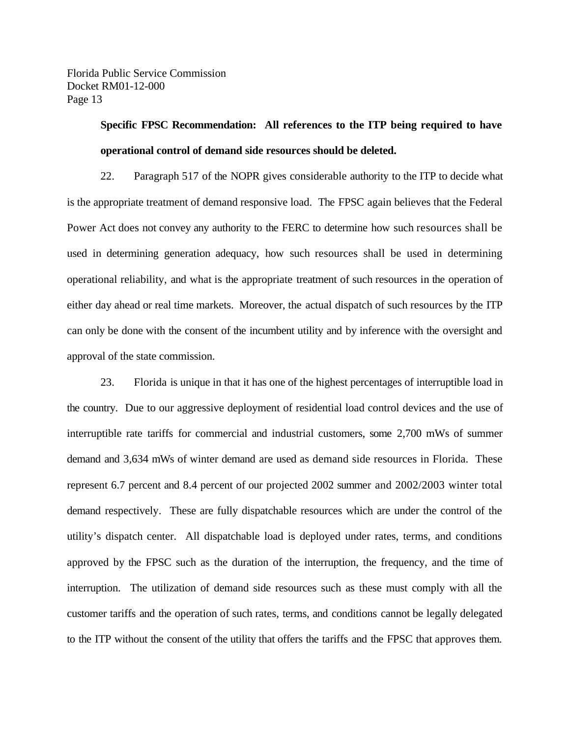**Specific FPSC Recommendation: All references to the ITP being required to have operational control of demand side resources should be deleted.**

22. Paragraph 517 of the NOPR gives considerable authority to the ITP to decide what is the appropriate treatment of demand responsive load. The FPSC again believes that the Federal Power Act does not convey any authority to the FERC to determine how such resources shall be used in determining generation adequacy, how such resources shall be used in determining operational reliability, and what is the appropriate treatment of such resources in the operation of either day ahead or real time markets. Moreover, the actual dispatch of such resources by the ITP can only be done with the consent of the incumbent utility and by inference with the oversight and approval of the state commission.

23. Florida is unique in that it has one of the highest percentages of interruptible load in the country. Due to our aggressive deployment of residential load control devices and the use of interruptible rate tariffs for commercial and industrial customers, some 2,700 mWs of summer demand and 3,634 mWs of winter demand are used as demand side resources in Florida. These represent 6.7 percent and 8.4 percent of our projected 2002 summer and 2002/2003 winter total demand respectively. These are fully dispatchable resources which are under the control of the utility's dispatch center. All dispatchable load is deployed under rates, terms, and conditions approved by the FPSC such as the duration of the interruption, the frequency, and the time of interruption. The utilization of demand side resources such as these must comply with all the customer tariffs and the operation of such rates, terms, and conditions cannot be legally delegated to the ITP without the consent of the utility that offers the tariffs and the FPSC that approves them.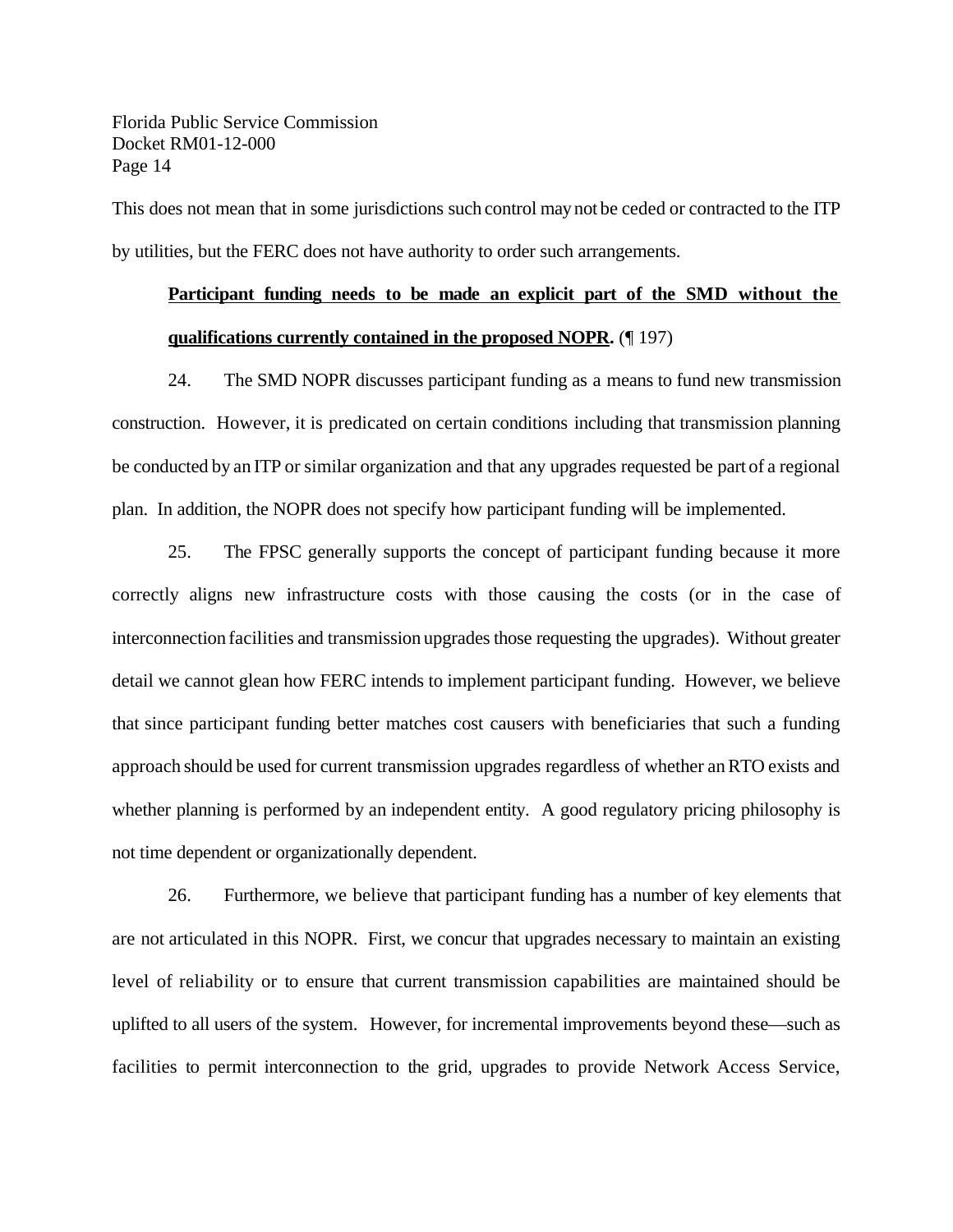This does not mean that in some jurisdictions such control may not be ceded or contracted to the ITP by utilities, but the FERC does not have authority to order such arrangements.

**Participant funding needs to be made an explicit part of the SMD without the qualifications currently contained in the proposed NOPR.** (¶ 197)

24. The SMD NOPR discusses participant funding as a means to fund new transmission construction. However, it is predicated on certain conditions including that transmission planning be conducted by an ITP or similar organization and that any upgrades requested be part of a regional plan. In addition, the NOPR does not specify how participant funding will be implemented.

25. The FPSC generally supports the concept of participant funding because it more correctly aligns new infrastructure costs with those causing the costs (or in the case of interconnection facilities and transmission upgrades those requesting the upgrades). Without greater detail we cannot glean how FERC intends to implement participant funding. However, we believe that since participant funding better matches cost causers with beneficiaries that such a funding approach should be used for current transmission upgrades regardless of whether an RTO exists and whether planning is performed by an independent entity. A good regulatory pricing philosophy is not time dependent or organizationally dependent.

26. Furthermore, we believe that participant funding has a number of key elements that are not articulated in this NOPR. First, we concur that upgrades necessary to maintain an existing level of reliability or to ensure that current transmission capabilities are maintained should be uplifted to all users of the system. However, for incremental improvements beyond these—such as facilities to permit interconnection to the grid, upgrades to provide Network Access Service,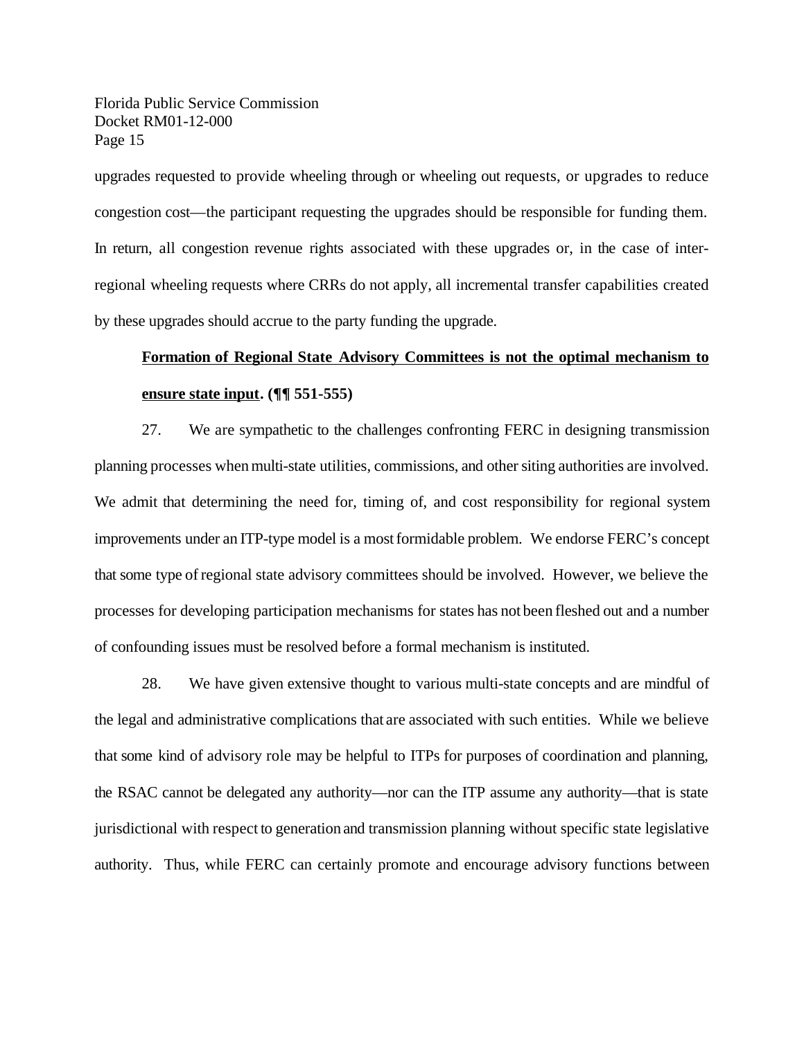upgrades requested to provide wheeling through or wheeling out requests, or upgrades to reduce congestion cost—the participant requesting the upgrades should be responsible for funding them. In return, all congestion revenue rights associated with these upgrades or, in the case of inter-regional wheeling requests where CRRs do not apply, all incremental transfer capabilities created by these upgrades should accrue to the party funding the upgrade.

**Formation of Regional State Advisory Committees is not the optimal mechanism to ensure state input. (¶¶ 551-555)**

27. We are sympathetic to the challenges confronting FERC in designing transmission planning processes when multi-state utilities, commissions, and other siting authorities are involved. We admit that determining the need for, timing of, and cost responsibility for regional system improvements under an ITP-type model is a most formidable problem. We endorse FERC's concept that some type of regional state advisory committees should be involved. However, we believe the processes for developing participation mechanisms for states has not been fleshed out and a number of confounding issues must be resolved before a formal mechanism is instituted.

28. We have given extensive thought to various multi-state concepts and are mindful of the legal and administrative complications that are associated with such entities. While we believe that some kind of advisory role may be helpful to ITPs for purposes of coordination and planning, the RSAC cannot be delegated any authority—nor can the ITP assume any authority—that is state jurisdictional with respect to generation and transmission planning without specific state legislative authority. Thus, while FERC can certainly promote and encourage advisory functions between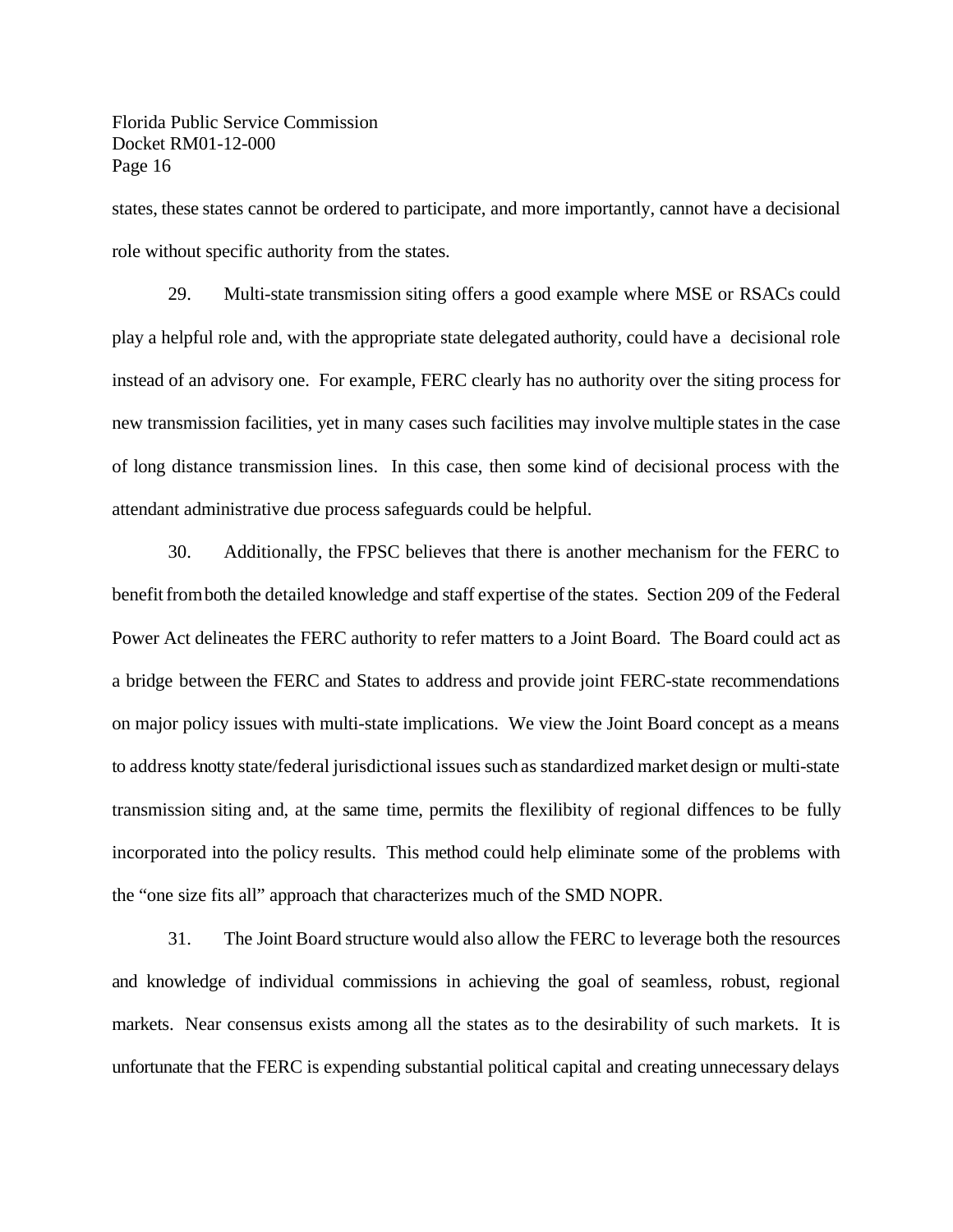states, these states cannot be ordered to participate, and more importantly, cannot have a decisional role without specific authority from the states.

29. Multi-state transmission siting offers a good example where MSE or RSACs could play a helpful role and, with the appropriate state delegated authority, could have a decisional role instead of an advisory one. For example, FERC clearly has no authority over the siting process for new transmission facilities, yet in many cases such facilities may involve multiple states in the case of long distance transmission lines. In this case, then some kind of decisional process with the attendant administrative due process safeguards could be helpful.

30. Additionally, the FPSC believes that there is another mechanism for the FERC to benefit from both the detailed knowledge and staff expertise of the states. Section 209 of the Federal Power Act delineates the FERC authority to refer matters to a Joint Board. The Board could act as a bridge between the FERC and States to address and provide joint FERC-state recommendations on major policy issues with multi-state implications. We view the Joint Board concept as a means to address knotty state/federal jurisdictional issues such as standardized market design or multi-state transmission siting and, at the same time, permits the flexilibity of regional diffences to be fully incorporated into the policy results. This method could help eliminate some of the problems with the "one size fits all" approach that characterizes much of the SMD NOPR.

31. The Joint Board structure would also allow the FERC to leverage both the resources and knowledge of individual commissions in achieving the goal of seamless, robust, regional markets. Near consensus exists among all the states as to the desirability of such markets. It is unfortunate that the FERC is expending substantial political capital and creating unnecessary delays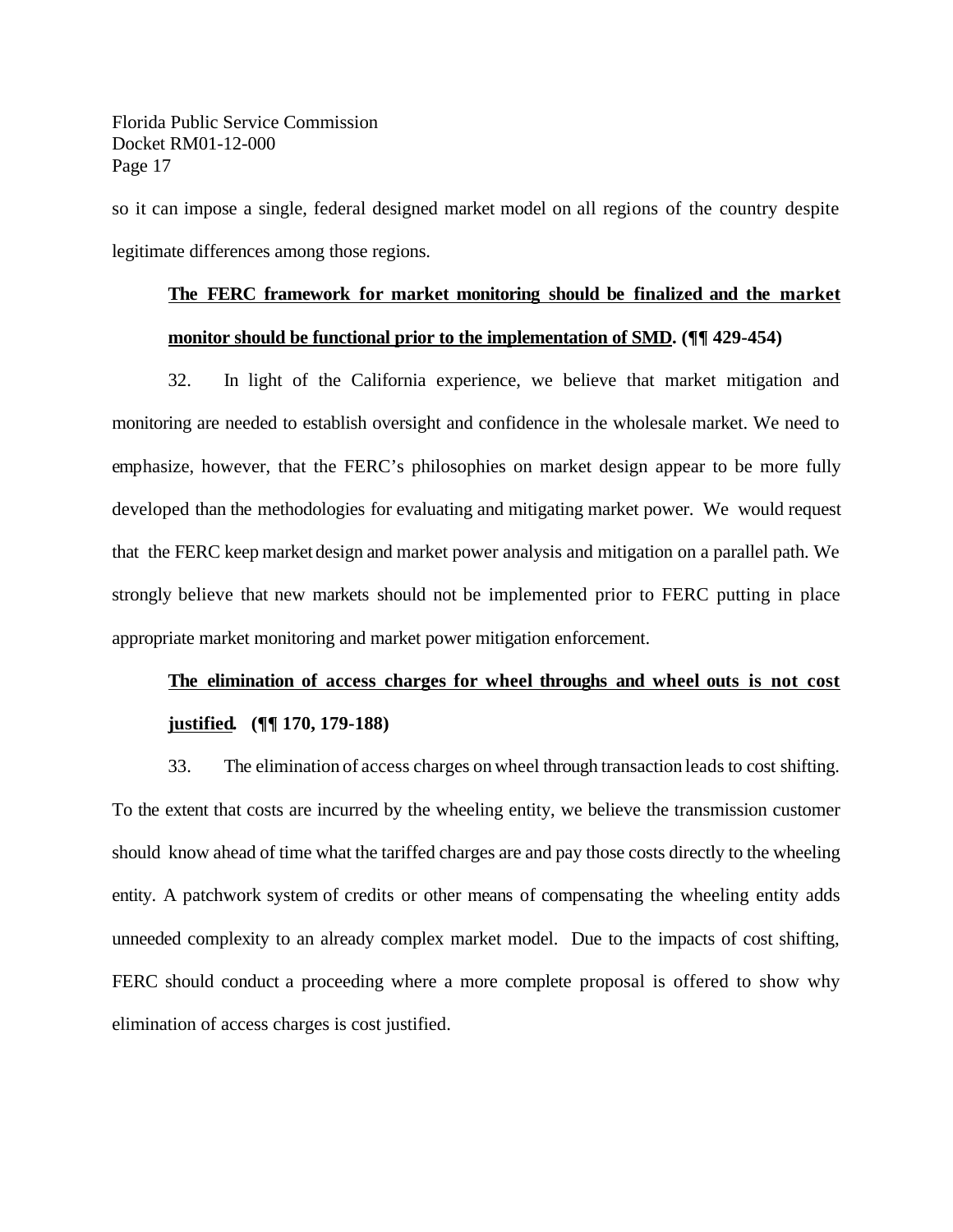so it can impose a single, federal designed market model on all regions of the country despite legitimate differences among those regions.

**<u>The FERC framework for market monitoring should be finalized and the market monitor should be functional prior to the implementation of SMD</u>. (¶¶ 429-454)**

32. In light of the California experience, we believe that market mitigation and monitoring are needed to establish oversight and confidence in the wholesale market. We need to emphasize, however, that the FERC's philosophies on market design appear to be more fully developed than the methodologies for evaluating and mitigating market power. We would request that the FERC keep market design and market power analysis and mitigation on a parallel path. We strongly believe that new markets should not be implemented prior to FERC putting in place appropriate market monitoring and market power mitigation enforcement.

**<u>The elimination of access charges for wheel throughs and wheel outs is not cost justified</u>. (¶¶ 170, 179-188)**

33. The elimination of access charges on wheel through transaction leads to cost shifting. To the extent that costs are incurred by the wheeling entity, we believe the transmission customer should know ahead of time what the tariffed charges are and pay those costs directly to the wheeling entity. A patchwork system of credits or other means of compensating the wheeling entity adds unneeded complexity to an already complex market model. Due to the impacts of cost shifting, FERC should conduct a proceeding where a more complete proposal is offered to show why elimination of access charges is cost justified.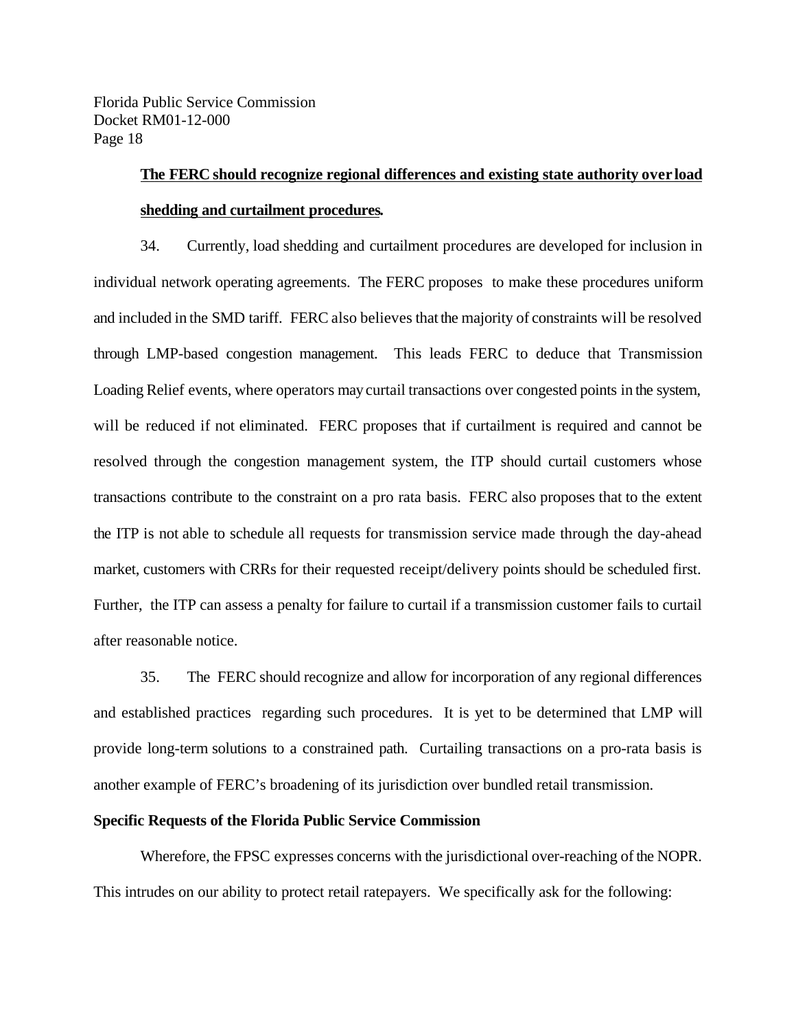**<u>The FERC should recognize regional differences and existing state authority over load shedding and curtailment procedures</u>.**

34. Currently, load shedding and curtailment procedures are developed for inclusion in individual network operating agreements. The FERC proposes to make these procedures uniform and included in the SMD tariff. FERC also believes that the majority of constraints will be resolved through LMP-based congestion management. This leads FERC to deduce that Transmission Loading Relief events, where operators may curtail transactions over congested points in the system, will be reduced if not eliminated. FERC proposes that if curtailment is required and cannot be resolved through the congestion management system, the ITP should curtail customers whose transactions contribute to the constraint on a pro rata basis. FERC also proposes that to the extent the ITP is not able to schedule all requests for transmission service made through the day-ahead market, customers with CRRs for their requested receipt/delivery points should be scheduled first. Further, the ITP can assess a penalty for failure to curtail if a transmission customer fails to curtail after reasonable notice.

35. The FERC should recognize and allow for incorporation of any regional differences and established practices regarding such procedures. It is yet to be determined that LMP will provide long-term solutions to a constrained path. Curtailing transactions on a pro-rata basis is another example of FERC's broadening of its jurisdiction over bundled retail transmission.

**Specific Requests of the Florida Public Service Commission**

Wherefore, the FPSC expresses concerns with the jurisdictional over-reaching of the NOPR. This intrudes on our ability to protect retail ratepayers. We specifically ask for the following: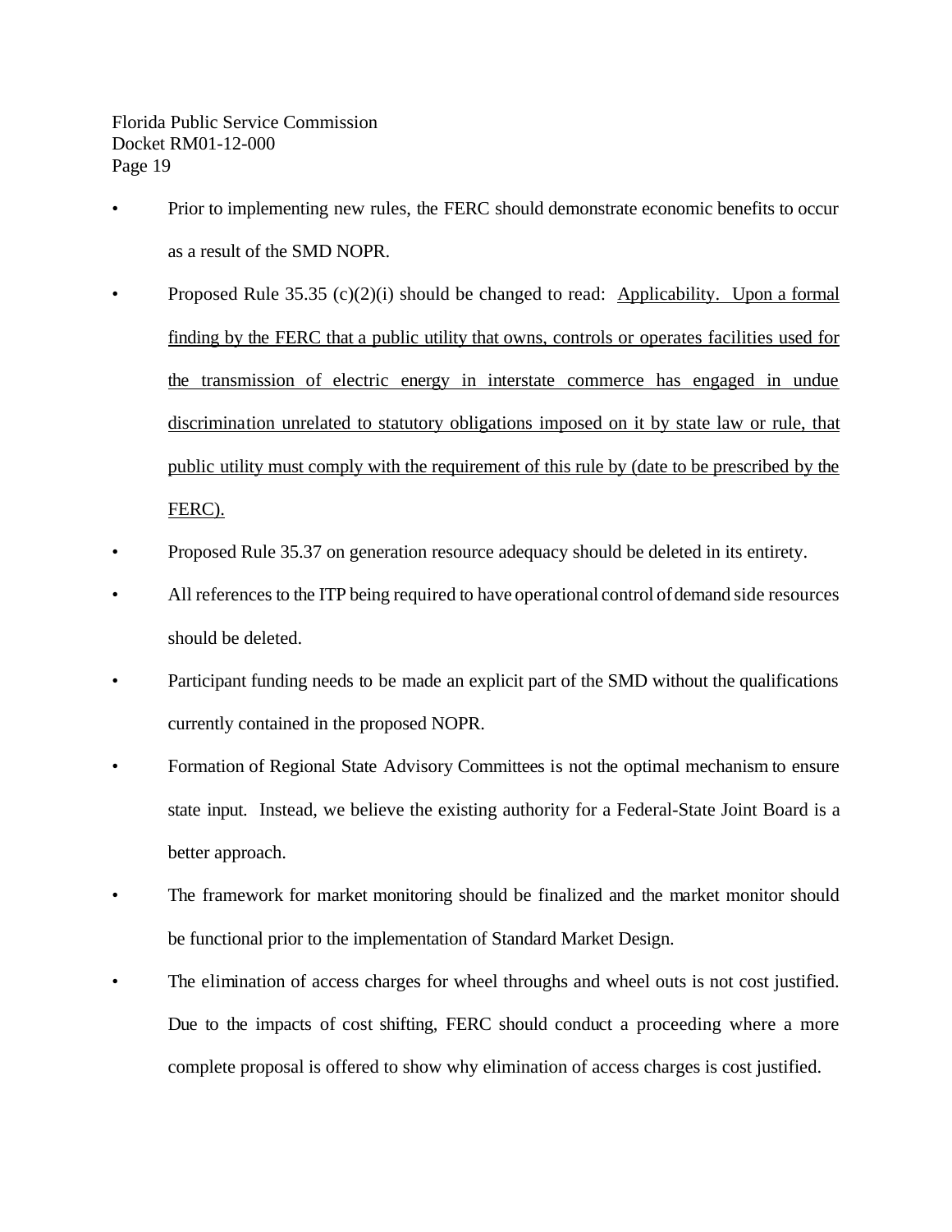- Prior to implementing new rules, the FERC should demonstrate economic benefits to occur as a result of the SMD NOPR.
- Proposed Rule 35.35 (c)(2)(i) should be changed to read: <u>Applicability. Upon a formal finding by the FERC that a public utility that owns, controls or operates facilities used for the transmission of electric energy in interstate commerce has engaged in undue discrimination unrelated to statutory obligations imposed on it by state law or rule, that public utility must comply with the requirement of this rule by (date to be prescribed by the FERC).</u>
- Proposed Rule 35.37 on generation resource adequacy should be deleted in its entirety.
- All references to the ITP being required to have operational control of demand side resources should be deleted.
- Participant funding needs to be made an explicit part of the SMD without the qualifications currently contained in the proposed NOPR.
- Formation of Regional State Advisory Committees is not the optimal mechanism to ensure state input. Instead, we believe the existing authority for a Federal-State Joint Board is a better approach.
- The framework for market monitoring should be finalized and the market monitor should be functional prior to the implementation of Standard Market Design.
- The elimination of access charges for wheel throughs and wheel outs is not cost justified. Due to the impacts of cost shifting, FERC should conduct a proceeding where a more complete proposal is offered to show why elimination of access charges is cost justified.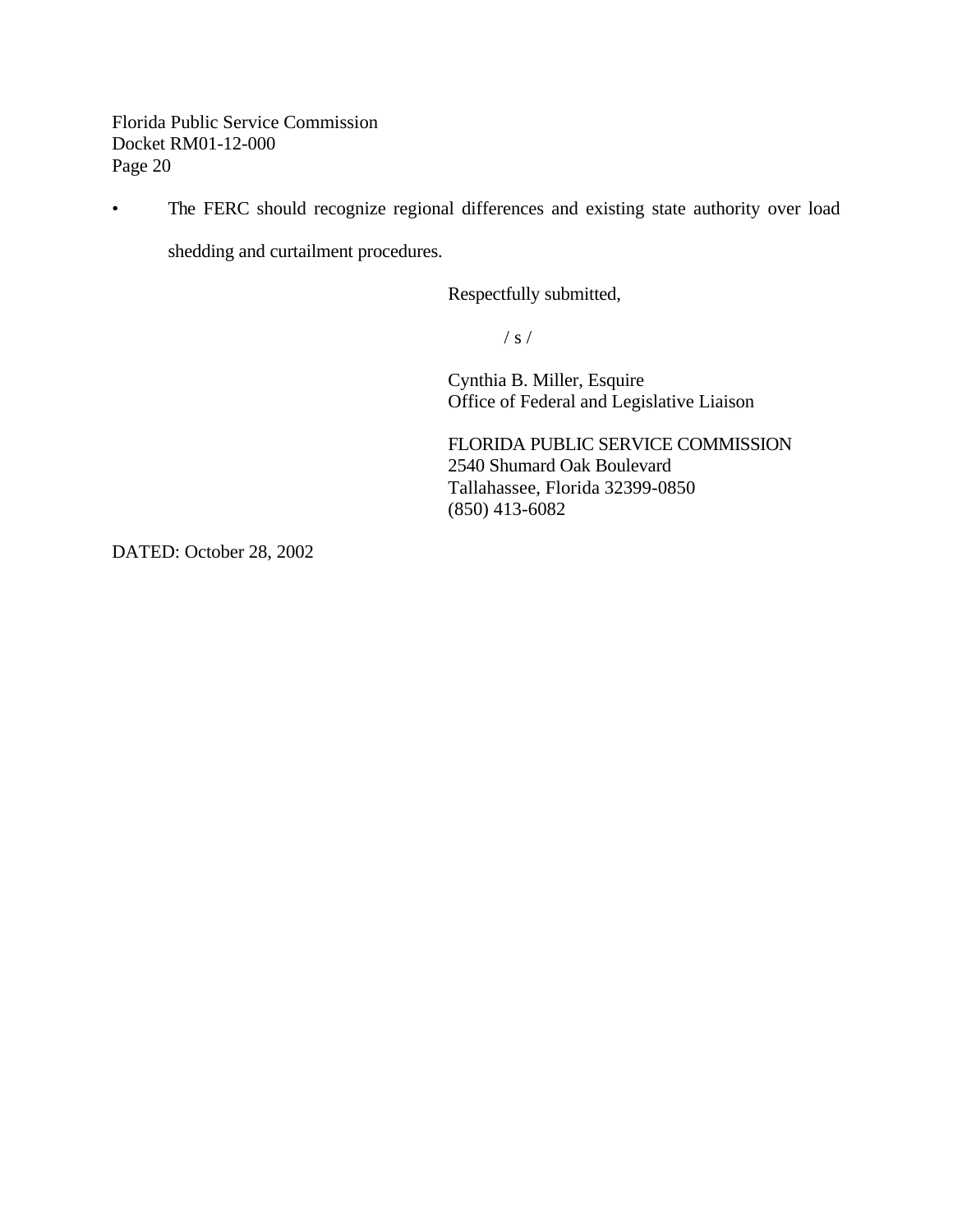- The FERC should recognize regional differences and existing state authority over load shedding and curtailment procedures.

Respectfully submitted,

/ s /

Cynthia B. Miller, Esquire
Office of Federal and Legislative Liaison

FLORIDA PUBLIC SERVICE COMMISSION
2540 Shumard Oak Boulevard
Tallahassee, Florida 32399-0850
(850) 413-6082

DATED: October 28, 2002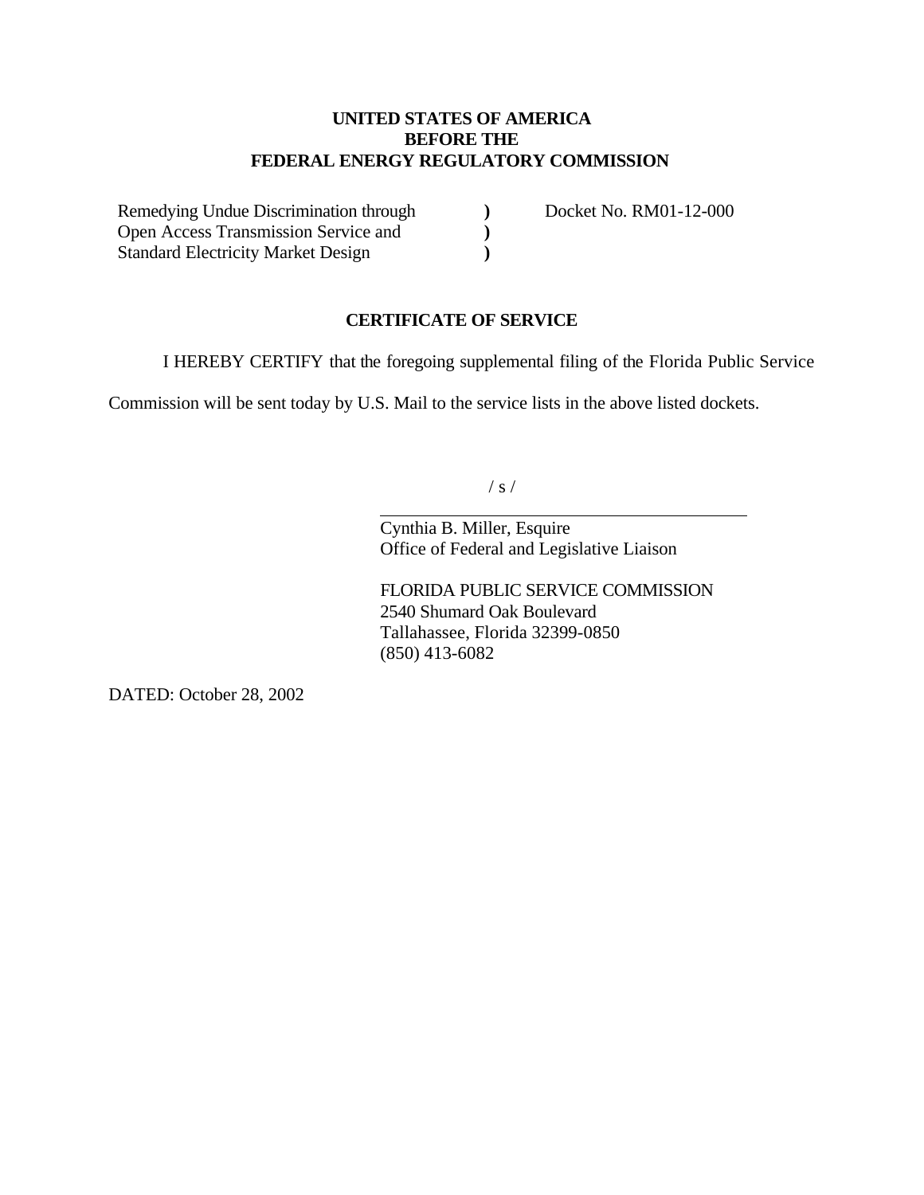**UNITED STATES OF AMERICA**
**BEFORE THE**
**FEDERAL ENERGY REGULATORY COMMISSION**

| | | |
|---|---|---|
| Remedying Undue Discrimination through | ) | Docket No. RM01-12-000 |
| Open Access Transmission Service and | ) | |
| Standard Electricity Market Design | ) | |

## CERTIFICATE OF SERVICE

I HEREBY CERTIFY that the foregoing supplemental filing of the Florida Public Service Commission will be sent today by U.S. Mail to the service lists in the above listed dockets.

/ s /

Cynthia B. Miller, Esquire
Office of Federal and Legislative Liaison

FLORIDA PUBLIC SERVICE COMMISSION
2540 Shumard Oak Boulevard
Tallahassee, Florida 32399-0850
(850) 413-6082

DATED: October 28, 2002